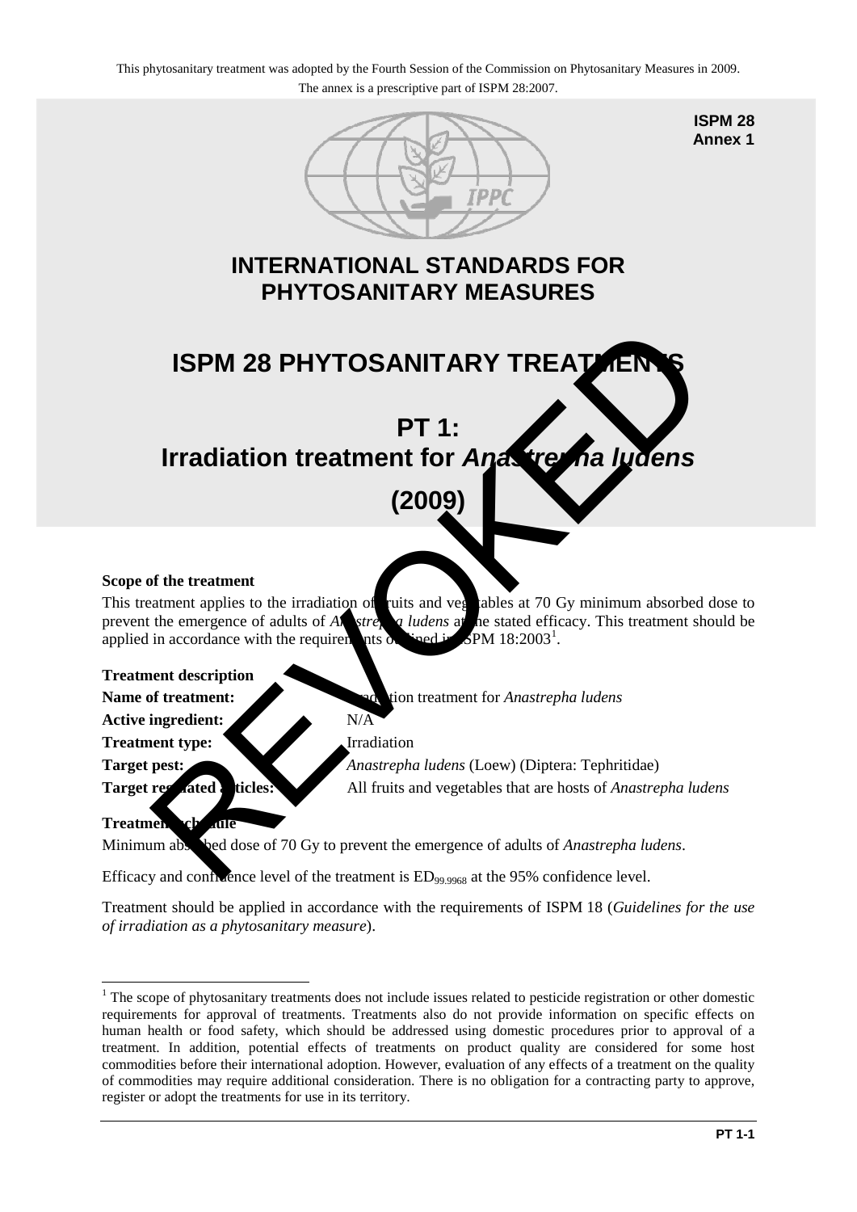This phytosanitary treatment was adopted by the Fourth Session of the Commission on Phytosanitary Measures in 2009.
The annex is a prescriptive part of ISPM 28:2007.

**ISPM 28**
**Annex 1**

# INTERNATIONAL STANDARDS FOR PHYTOSANITARY MEASURES

# ISPM 28 PHYTOSANITARY TREATMENTS

# PT 1: Irradiation treatment for *Anastrepha ludens*

# (2009)

REVOKED

**Scope of the treatment**

This treatment applies to the irradiation of fruits and vegetables at 70 Gy minimum absorbed dose to prevent the emergence of adults of *Anastrepha ludens* at the stated efficacy. This treatment should be applied in accordance with the requirements outlined in ISPM 18:2003[1].

**Treatment description**

**Name of treatment:** Irradiation treatment for *Anastrepha ludens*

**Active ingredient:** N/A

**Treatment type:** Irradiation

**Target pest:** *Anastrepha ludens* (Loew) (Diptera: Tephritidae)

**Target regulated articles:** All fruits and vegetables that are hosts of *Anastrepha ludens*

**Treatment schedule**

Minimum absorbed dose of 70 Gy to prevent the emergence of adults of *Anastrepha ludens*.

Efficacy and confidence level of the treatment is $ED_{99.9968}$ at the 95% confidence level.

Treatment should be applied in accordance with the requirements of ISPM 18 (*Guidelines for the use of irradiation as a phytosanitary measure*).

[1] The scope of phytosanitary treatments does not include issues related to pesticide registration or other domestic requirements for approval of treatments. Treatments also do not provide information on specific effects on human health or food safety, which should be addressed using domestic procedures prior to approval of a treatment. In addition, potential effects of treatments on product quality are considered for some host commodities before their international adoption. However, evaluation of any effects of a treatment on the quality of commodities may require additional consideration. There is no obligation for a contracting party to approve, register or adopt the treatments for use in its territory.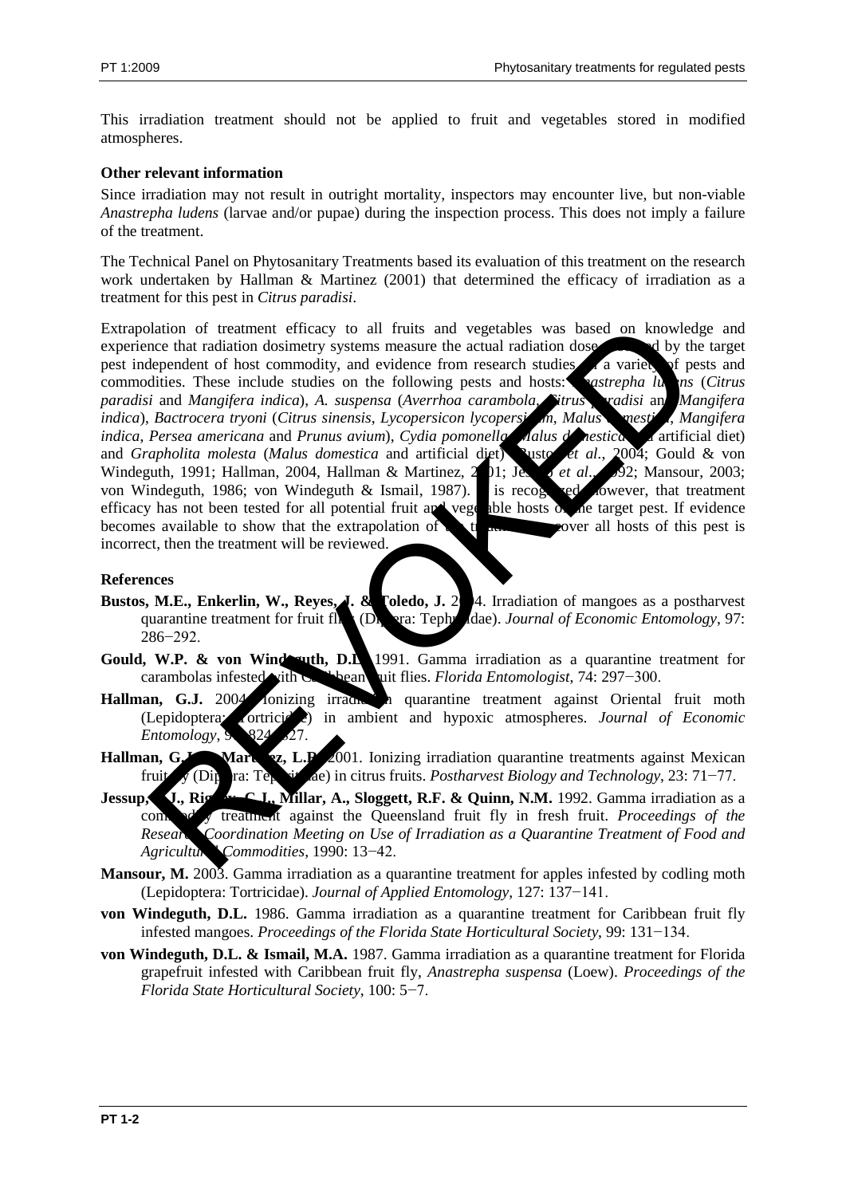This irradiation treatment should not be applied to fruit and vegetables stored in modified atmospheres.

**Other relevant information**

Since irradiation may not result in outright mortality, inspectors may encounter live, but non-viable *Anastrepha ludens* (larvae and/or pupae) during the inspection process. This does not imply a failure of the treatment.

The Technical Panel on Phytosanitary Treatments based its evaluation of this treatment on the research work undertaken by Hallman & Martinez (2001) that determined the efficacy of irradiation as a treatment for this pest in *Citrus paradisi*.

Extrapolation of treatment efficacy to all fruits and vegetables was based on knowledge and experience that radiation dosimetry systems measure the actual radiation dose absorbed by the target pest independent of host commodity, and evidence from research studies on a variety of pests and commodities. These include studies on the following pests and hosts: *Anastrepha ludens* (*Citrus paradisi* and *Mangifera indica*), *A. suspensa* (*Averrhoa carambola*, *Citrus paradisi* and *Mangifera indica*), *Bactrocera tryoni* (*Citrus sinensis*, *Lycopersicon lycopersicum*, *Malus domestica*, *Mangifera indica*, *Persea americana* and *Prunus avium*), *Cydia pomonella* (*Malus domestica* and artificial diet) and *Grapholita molesta* (*Malus domestica* and artificial diet) (Bustos *et al.*, 2004; Gould & von Windeguth, 1991; Hallman, 2004, Hallman & Martinez, 2001; Jessup *et al.*, 1992; Mansour, 2003; von Windeguth, 1986; von Windeguth & Ismail, 1987). It is recognized, however, that treatment efficacy has not been tested for all potential fruit and vegetable hosts of the target pest. If evidence becomes available to show that the extrapolation of the treatment to cover all hosts of this pest is incorrect, then the treatment will be reviewed.

**References**

**Bustos, M.E., Enkerlin, W., Reyes, J. & Toledo, J.** 2004. Irradiation of mangoes as a postharvest quarantine treatment for fruit flies (Diptera: Tephritidae). *Journal of Economic Entomology*, 97: 286−292.

**Gould, W.P. & von Windeguth, D.L.** 1991. Gamma irradiation as a quarantine treatment for carambolas infested with Caribbean fruit flies. *Florida Entomologist*, 74: 297−300.

**Hallman, G.J.** 2004. Ionizing irradiation quarantine treatment against Oriental fruit moth (Lepidoptera: Tortricidae) in ambient and hypoxic atmospheres. *Journal of Economic Entomology*, 97: 824−827.

**Hallman, G.J. & Martinez, L.R.** 2001. Ionizing irradiation quarantine treatments against Mexican fruit fly (Diptera: Tephritidae) in citrus fruits. *Postharvest Biology and Technology*, 23: 71−77.

**Jessup, A.J., Rigney, C.J., Millar, A., Sloggett, R.F. & Quinn, N.M.** 1992. Gamma irradiation as a commodity treatment against the Queensland fruit fly in fresh fruit. *Proceedings of the Research Coordination Meeting on Use of Irradiation as a Quarantine Treatment of Food and Agricultural Commodities*, 1990: 13−42.

**Mansour, M.** 2003. Gamma irradiation as a quarantine treatment for apples infested by codling moth (Lepidoptera: Tortricidae). *Journal of Applied Entomology*, 127: 137−141.

**von Windeguth, D.L.** 1986. Gamma irradiation as a quarantine treatment for Caribbean fruit fly infested mangoes. *Proceedings of the Florida State Horticultural Society*, 99: 131−134.

**von Windeguth, D.L. & Ismail, M.A.** 1987. Gamma irradiation as a quarantine treatment for Florida grapefruit infested with Caribbean fruit fly, *Anastrepha suspensa* (Loew). *Proceedings of the Florida State Horticultural Society*, 100: 5−7.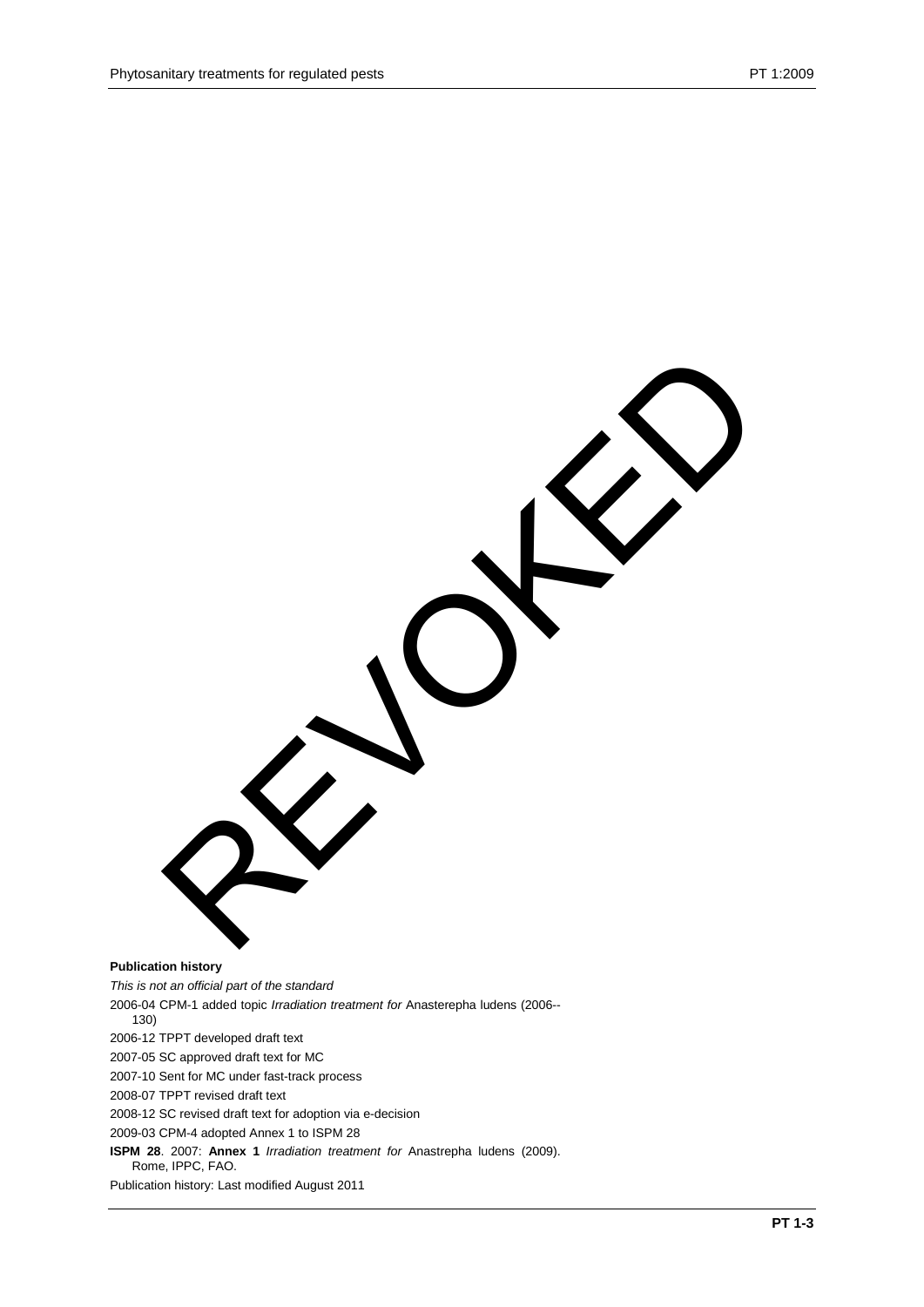REVOKED

**Publication history**

*This is not an official part of the standard*

2006-04 CPM-1 added topic *Irradiation treatment for* Anasterepha ludens (2006--130)

2006-12 TPPT developed draft text

2007-05 SC approved draft text for MC

2007-10 Sent for MC under fast-track process

2008-07 TPPT revised draft text

2008-12 SC revised draft text for adoption via e-decision

2009-03 CPM-4 adopted Annex 1 to ISPM 28

**ISPM 28**. 2007: **Annex 1** *Irradiation treatment for* Anastrepha ludens (2009). Rome, IPPC, FAO.

Publication history: Last modified August 2011